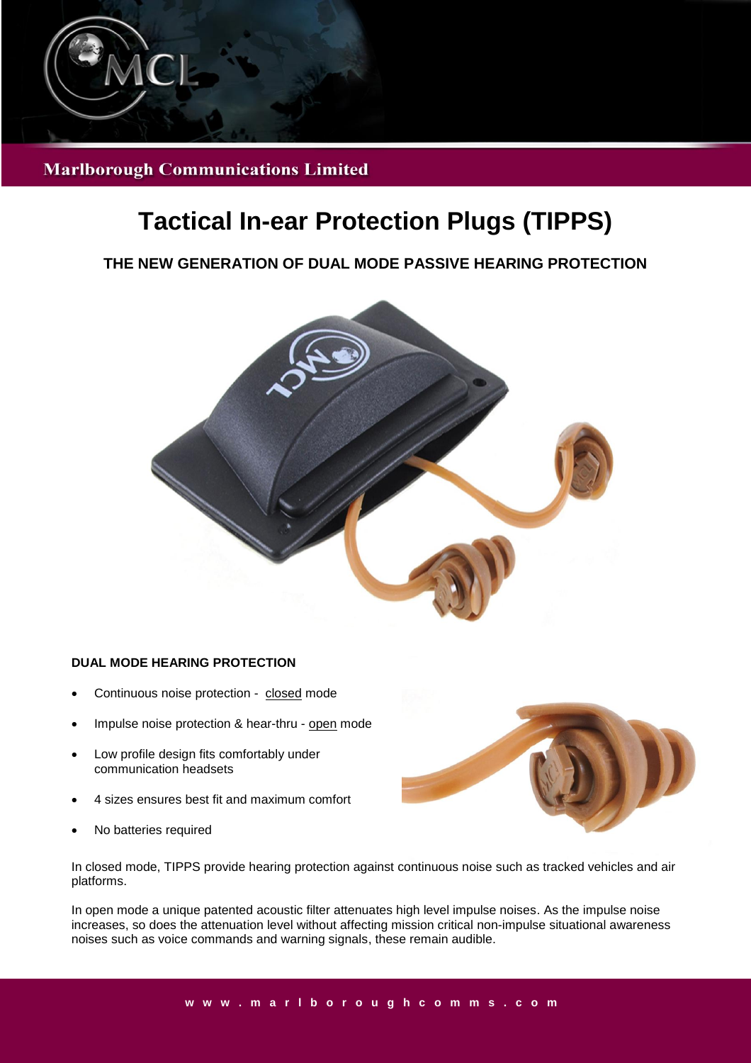Marlborough Communications Limited

# Tactical In-ear Protection Plugs (TIPPS)

## THE NEW GENERATION OF DUAL MODE PASSIVE HEARING PROTECTION

### DUAL MODE HEARING PROTECTION

- Continuous noise protection - closed mode
- Impulse noise protection & hear-thru - open mode
- Low profile design fits comfortably under communication headsets
- 4 sizes ensures best fit and maximum comfort
- No batteries required

In closed mode, TIPPS provide hearing protection against continuous noise such as tracked vehicles and air platforms.

In open mode a unique patented acoustic filter attenuates high level impulse noises. As the impulse noise increases, so does the attenuation level without affecting mission critical non-impulse situational awareness noises such as voice commands and warning signals, these remain audible.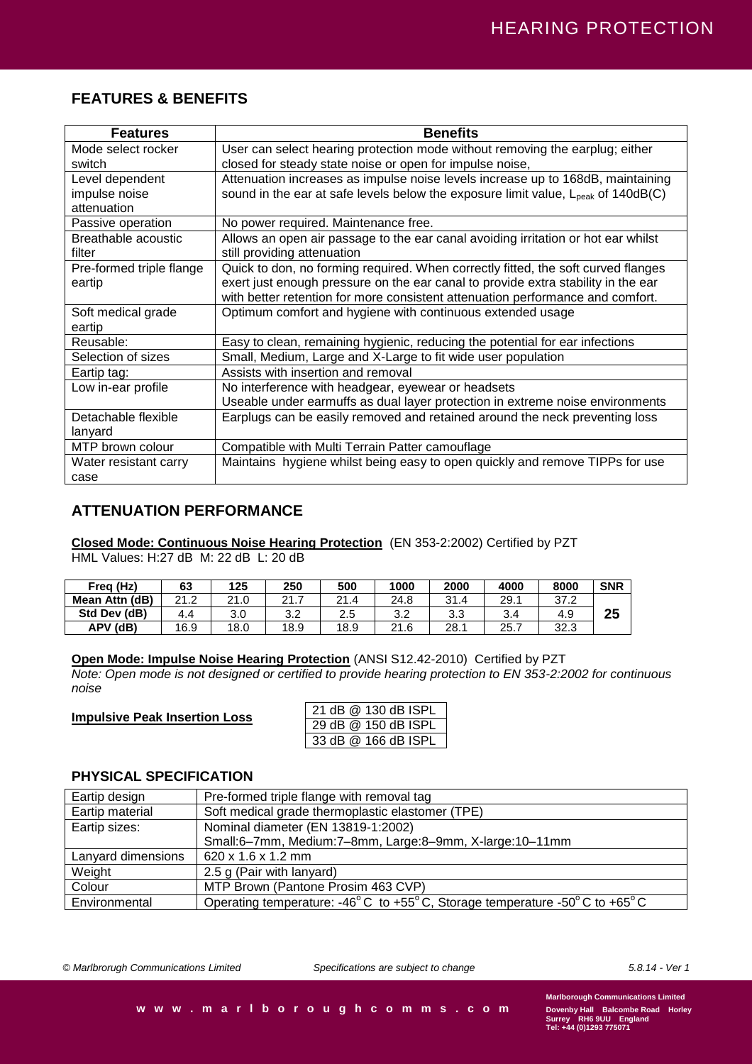## FEATURES & BENEFITS

| Features | Benefits |
|---|---|
| Mode select rocker switch | User can select hearing protection mode without removing the earplug; either closed for steady state noise or open for impulse noise, |
| Level dependent impulse noise attenuation | Attenuation increases as impulse noise levels increase up to 168dB, maintaining sound in the ear at safe levels below the exposure limit value, $L_{peak}$ of 140dB(C) |
| Passive operation | No power required. Maintenance free. |
| Breathable acoustic filter | Allows an open air passage to the ear canal avoiding irritation or hot ear whilst still providing attenuation |
| Pre-formed triple flange eartip | Quick to don, no forming required. When correctly fitted, the soft curved flanges exert just enough pressure on the ear canal to provide extra stability in the ear with better retention for more consistent attenuation performance and comfort. |
| Soft medical grade eartip | Optimum comfort and hygiene with continuous extended usage |
| Reusable: | Easy to clean, remaining hygienic, reducing the potential for ear infections |
| Selection of sizes | Small, Medium, Large and X-Large to fit wide user population |
| Eartip tag: | Assists with insertion and removal |
| Low in-ear profile | No interference with headgear, eyewear or headsets<br>Useable under earmuffs as dual layer protection in extreme noise environments |
| Detachable flexible lanyard | Earplugs can be easily removed and retained around the neck preventing loss |
| MTP brown colour | Compatible with Multi Terrain Patter camouflage |
| Water resistant carry case | Maintains hygiene whilst being easy to open quickly and remove TIPPs for use |

## ATTENUATION PERFORMANCE

**Closed Mode: Continuous Noise Hearing Protection** (EN 353-2:2002) Certified by PZT
HML Values: H:27 dB M: 22 dB L: 20 dB

| Freq (Hz) | 63 | 125 | 250 | 500 | 1000 | 2000 | 4000 | 8000 | SNR |
|---|---|---|---|---|---|---|---|---|---|
| Mean Attn (dB) | 21.2 | 21.0 | 21.7 | 21.4 | 24.8 | 31.4 | 29.1 | 37.2 | 25 |
| Std Dev (dB) | 4.4 | 3.0 | 3.2 | 2.5 | 3.2 | 3.3 | 3.4 | 4.9 | |
| APV (dB) | 16.9 | 18.0 | 18.9 | 18.9 | 21.6 | 28.1 | 25.7 | 32.3 | |

**Open Mode: Impulse Noise Hearing Protection** (ANSI S12.42-2010) Certified by PZT
*Note: Open mode is not designed or certified to provide hearing protection to EN 353-2:2002 for continuous noise*

| Impulsive Peak Insertion Loss | |
|---|---|
| | 21 dB @ 130 dB ISPL |
| | 29 dB @ 150 dB ISPL |
| | 33 dB @ 166 dB ISPL |

## PHYSICAL SPECIFICATION

| | |
|---|---|
| Eartip design | Pre-formed triple flange with removal tag |
| Eartip material | Soft medical grade thermoplastic elastomer (TPE) |
| Eartip sizes: | Nominal diameter (EN 13819-1:2002)<br>Small:6–7mm, Medium:7–8mm, Large:8–9mm, X-large:10–11mm |
| Lanyard dimensions | 620 x 1.6 x 1.2 mm |
| Weight | 2.5 g (Pair with lanyard) |
| Colour | MTP Brown (Pantone Prosim 463 CVP) |
| Environmental | Operating temperature: -46°C to +55°C, Storage temperature -50°C to +65°C |

*© Marlbrorugh Communications Limited* *Specifications are subject to change* 5.8.14 - Ver 1

www.marlboroughcomms.com

**Marlborough Communications Limited**
Dovenby Hall Balcombe Road Horley Surrey RH6 9UU England
Tel: +44 (0)1293 775071